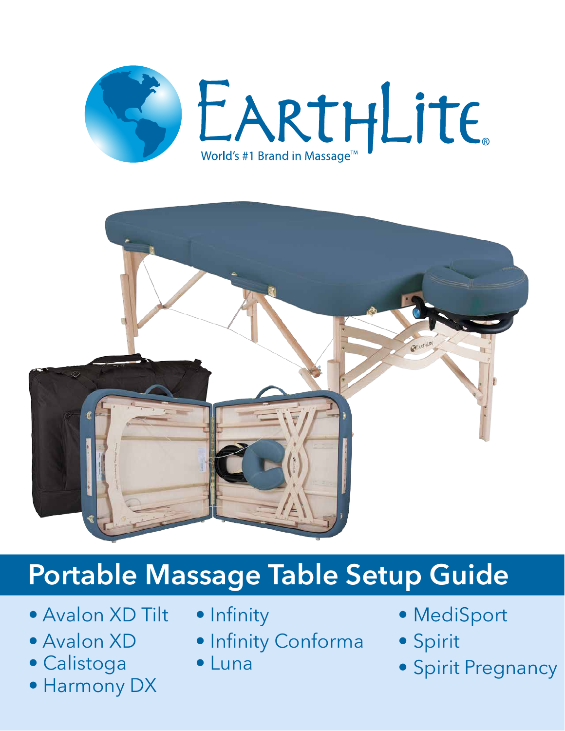EarthLite®

World's #1 Brand in Massage™

# Portable Massage Table Setup Guide

- Avalon XD Tilt
- Avalon XD
- Calistoga
- Harmony DX
- Infinity
- Infinity Conforma
- Luna
- MediSport
- Spirit
- Spirit Pregnancy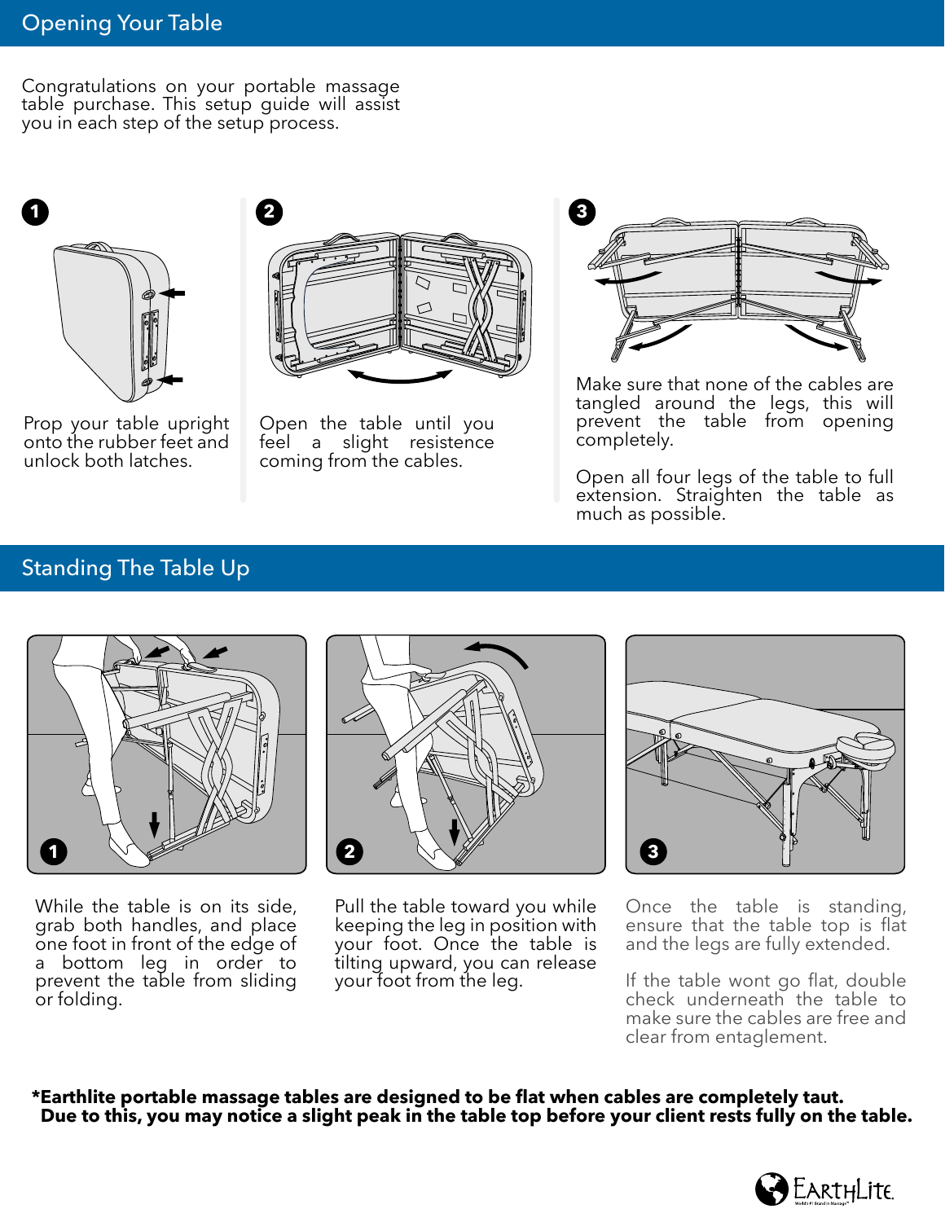## Opening Your Table

Congratulations on your portable massage table purchase. This setup guide will assist you in each step of the setup process.

**1**

Prop your table upright onto the rubber feet and unlock both latches.

**2**

Open the table until you feel a slight resistence coming from the cables.

**3**

Make sure that none of the cables are tangled around the legs, this will prevent the table from opening completely.

Open all four legs of the table to full extension. Straighten the table as much as possible.

## Standing The Table Up

**1**

While the table is on its side, grab both handles, and place one foot in front of the edge of a bottom leg in order to prevent the table from sliding or folding.

**2**

Pull the table toward you while keeping the leg in position with your foot. Once the table is tilting upward, you can release your foot from the leg.

**3**

Once the table is standing, ensure that the table top is flat and the legs are fully extended.

If the table wont go flat, double check underneath the table to make sure the cables are free and clear from entaglement.

***Earthlite portable massage tables are designed to be flat when cables are completely taut. Due to this, you may notice a slight peak in the table top before your client rests fully on the table.**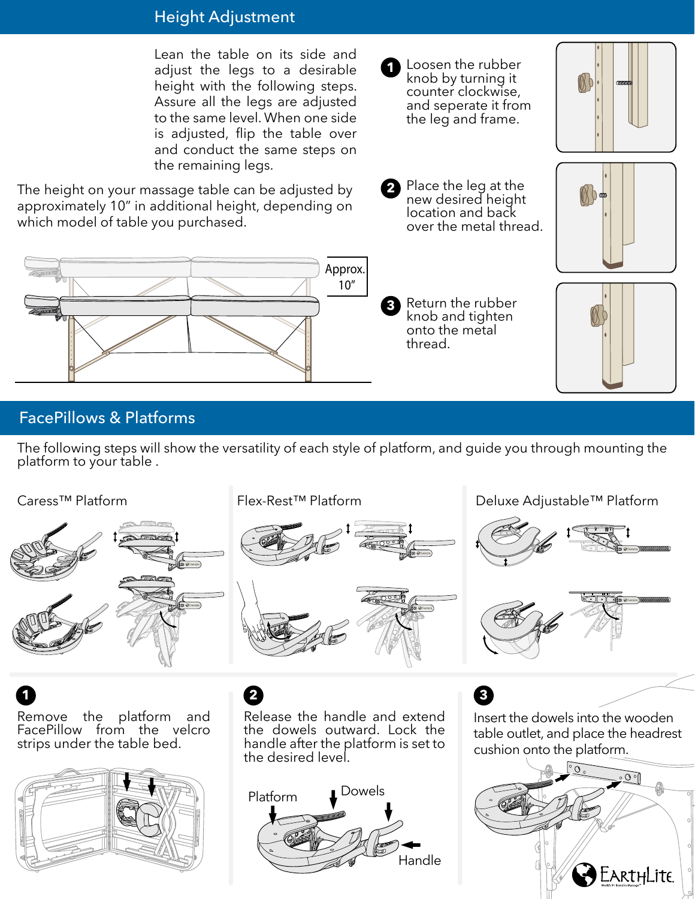## Height Adjustment

Lean the table on its side and adjust the legs to a desirable height with the following steps. Assure all the legs are adjusted to the same level. When one side is adjusted, flip the table over and conduct the same steps on the remaining legs.

The height on your massage table can be adjusted by approximately 10" in additional height, depending on which model of table you purchased.

Approx. 10"

1. Loosen the rubber knob by turning it counter clockwise, and seperate it from the leg and frame.
2. Place the leg at the new desired height location and back over the metal thread.
3. Return the rubber knob and tighten onto the metal thread.

## FacePillows & Platforms

The following steps will show the versatility of each style of platform, and guide you through mounting the platform to your table .

Caress™ Platform

Flex-Rest™ Platform

Deluxe Adjustable™ Platform

1. Remove the platform and FacePillow from the velcro strips under the table bed.
2. Release the handle and extend the dowels outward. Lock the handle after the platform is set to the desired level.

   Platform · Dowels · Handle

3. Insert the dowels into the wooden table outlet, and place the headrest cushion onto the platform.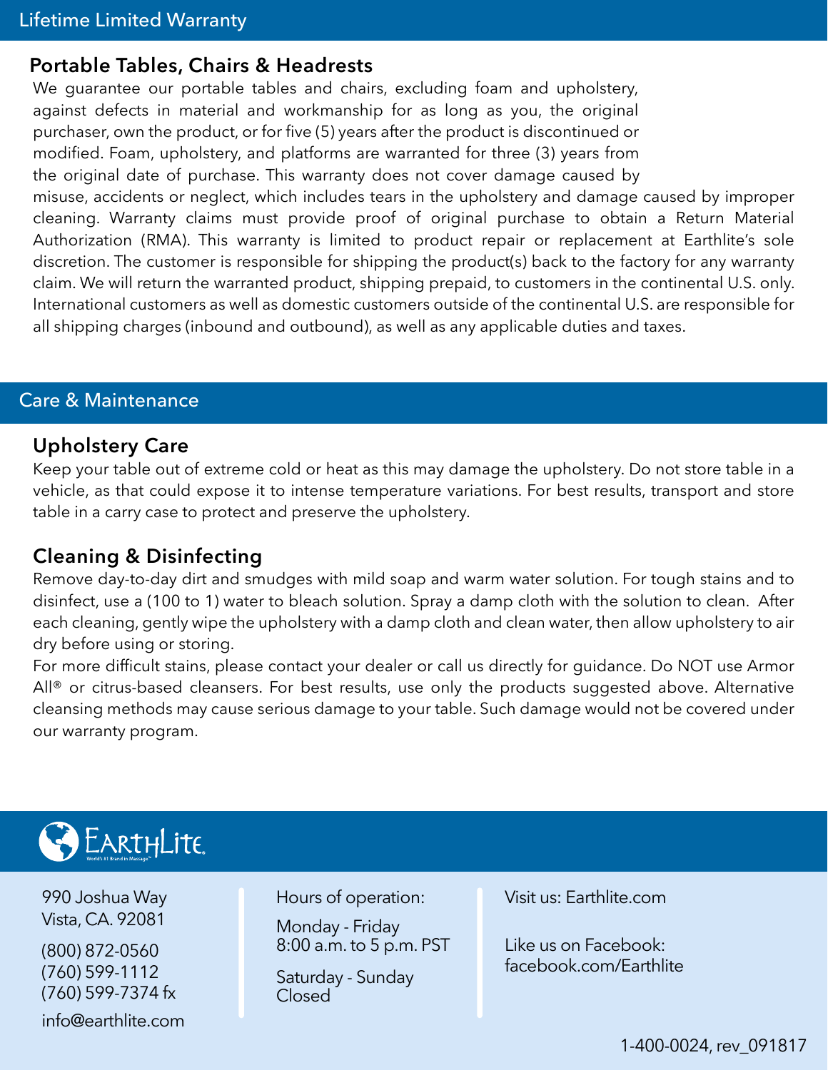## Lifetime Limited Warranty

### Portable Tables, Chairs & Headrests

We guarantee our portable tables and chairs, excluding foam and upholstery, against defects in material and workmanship for as long as you, the original purchaser, own the product, or for five (5) years after the product is discontinued or modified. Foam, upholstery, and platforms are warranted for three (3) years from the original date of purchase. This warranty does not cover damage caused by misuse, accidents or neglect, which includes tears in the upholstery and damage caused by improper cleaning. Warranty claims must provide proof of original purchase to obtain a Return Material Authorization (RMA). This warranty is limited to product repair or replacement at Earthlite's sole discretion. The customer is responsible for shipping the product(s) back to the factory for any warranty claim. We will return the warranted product, shipping prepaid, to customers in the continental U.S. only. International customers as well as domestic customers outside of the continental U.S. are responsible for all shipping charges (inbound and outbound), as well as any applicable duties and taxes.

## Care & Maintenance

### Upholstery Care

Keep your table out of extreme cold or heat as this may damage the upholstery. Do not store table in a vehicle, as that could expose it to intense temperature variations. For best results, transport and store table in a carry case to protect and preserve the upholstery.

### Cleaning & Disinfecting

Remove day-to-day dirt and smudges with mild soap and warm water solution. For tough stains and to disinfect, use a (100 to 1) water to bleach solution. Spray a damp cloth with the solution to clean. After each cleaning, gently wipe the upholstery with a damp cloth and clean water, then allow upholstery to air dry before using or storing.

For more difficult stains, please contact your dealer or call us directly for guidance. Do NOT use Armor All® or citrus-based cleansers. For best results, use only the products suggested above. Alternative cleansing methods may cause serious damage to your table. Such damage would not be covered under our warranty program.

EarthLite
World's #1 Brand in Massage™

990 Joshua Way
Vista, CA. 92081

(800) 872-0560
(760) 599-1112
(760) 599-7374 fx

info@earthlite.com

Hours of operation:

Monday - Friday
8:00 a.m. to 5 p.m. PST

Saturday - Sunday
Closed

Visit us: Earthlite.com

Like us on Facebook:
facebook.com/Earthlite

1-400-0024, rev_091817